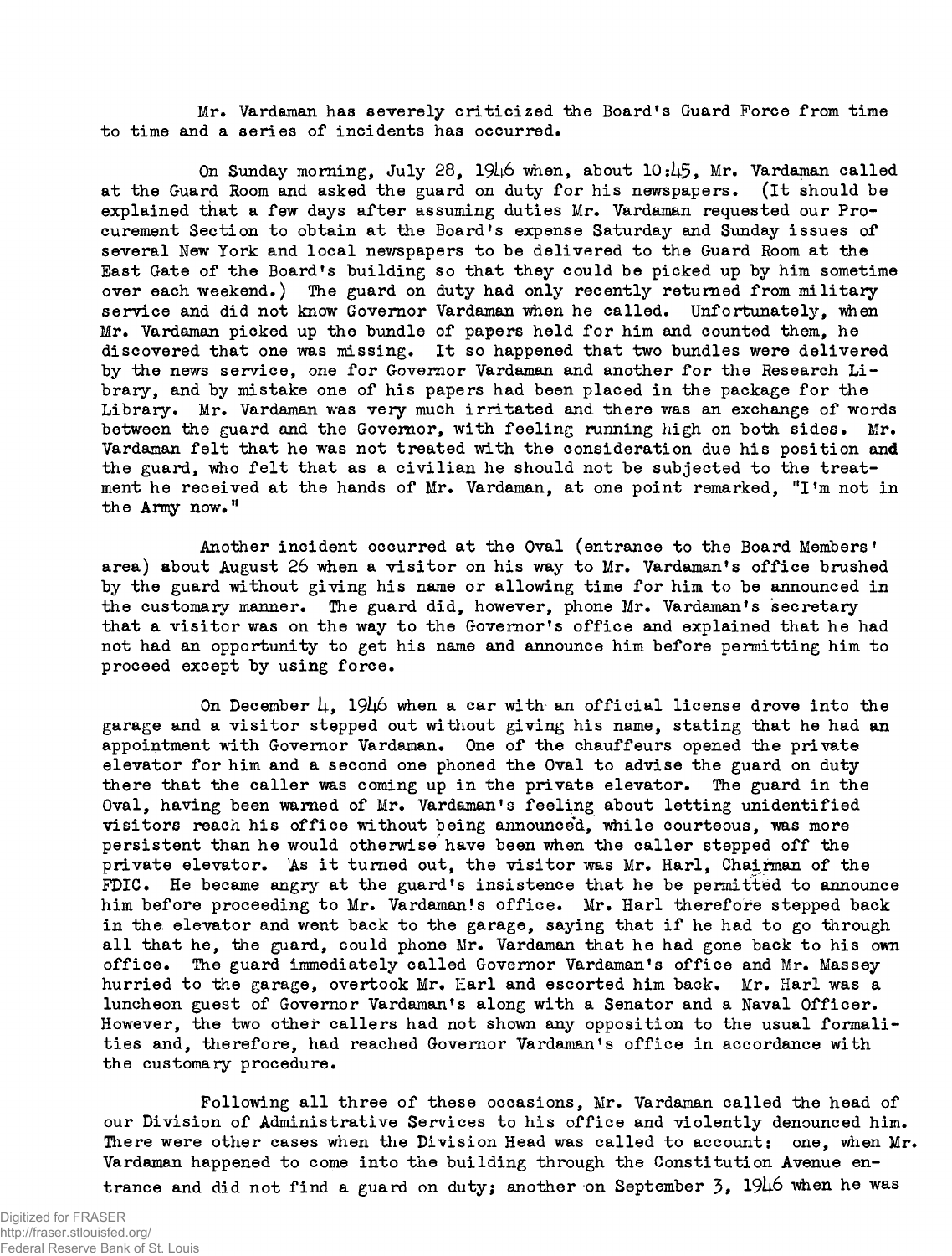Mr. Vardaman has severely criticized the Board's Guard Force from time to time and a series of incidents has occurred.

On Sunday morning, July 28, 1946 when, about 10:45, Mr. Vardaman called at the Guard Room and asked the guard on duty for his newspapers. (It should be explained that a few days after assuming duties Mr. Vardaman requested our Procurement Section to obtain at the Board's expense Saturday and Sunday issues of several New York and local newspapers to be delivered to the Guard Room at the East Gate of the Board's building so that they could be picked up by him sometime over each weekend.) The guard on duty had only recently returned from military service and did not know Governor Vardaman when he called. Unfortunately, when Mr. Vardaman picked up the bundle of papers held for him and counted them, he discovered that one was missing. It so happened that two bundles were delivered by the news service, one for Governor Vardaman and another for the Research Library, and by mistake one of his papers had been placed in the package for the Library. Mr. Vardaman was very much irritated and there was an exchange of words between the guard and the Governor, with feeling running high on both sides. Mr. Vardaman felt that he was not treated with the consideration due his position and the guard, who felt that as a civilian he should not be subjected to the treatment he received at the hands of Mr. Vardaman, at one point remarked, "I'm not in the Army now."

Another incident occurred at the Oval (entrance to the Board Members' area) about August 26 when a visitor on his way to Mr. Vardaman's office brushed by the guard without giving his name or allowing time for him to be announced in the customary manner. The guard did, however, phone Mr. Vardaman's secretary that a visitor was on the way to the Governor's office and explained that he had not had an opportunity to get his name and announce him before permitting him to proceed except by using force.

On December 4, 1946 when a car with an official license drove into the garage and a visitor stepped out without giving his name, stating that he had an appointment with Governor Vardaman. One of the chauffeurs opened the private elevator for him and a second one phoned the Oval to advise the guard on duty there that the caller was coming up in the private elevator. The guard in the Oval, having been warned of Mr. Vardaman's feeling about letting unidentified visitors reach his office without being announced, while courteous, was more persistent than he would otherwise have been when the caller stepped off the private elevator. As it turned out, the visitor was Mr. Harl, Chairman of the FDIC. He became angry at the guard's insistence that he be permitted to announce him before proceeding to Mr. Vardaman's office. Mr. Harl therefore stepped back in the elevator and went back to the garage, saying that if he had to go through all that he, the guard, could phone Mr. Vardaman that he had gone back to his own office. The guard immediately called Governor Vardaman's office and Mr. Massey hurried to the garage, overtook Mr. Harl and escorted him back. Mr. Harl was a luncheon guest of Governor Vardaman's along with a Senator and a Naval Officer. However, the two other callers had not shown any opposition to the usual formalities and, therefore, had reached Governor Vardaman's office in accordance with the customary procedure.

Following all three of these occasions, Mr. Vardaman called the head of our Division of Administrative Services to his office and violently denounced him. There were other cases when the Division Head was called to account: one, when Mr. Vardaman happened to come into the building through the Constitution Avenue entrance and did not find a guard on duty; another on September 3, 1946 when he was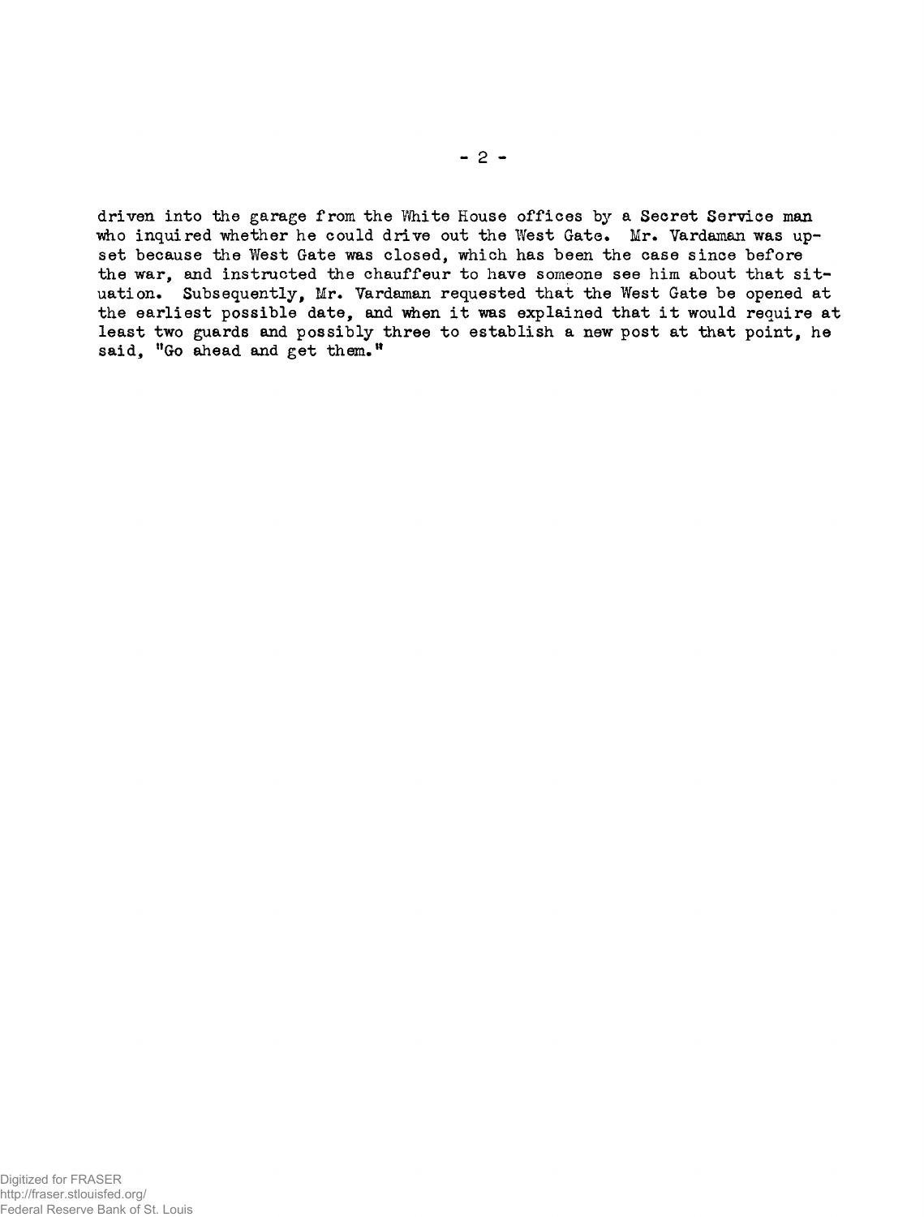driven into the garage from the White House offices by a Secret Service man who inquired whether he could drive out the West Gate. Mr. Vardaman was upset because the West Gate was closed, which has been the case since before the war, and instructed the chauffeur to have someone see him about that situation. Subsequently, Mr. Vardaman requested that the West Gate be opened at the earliest possible date, and when it was explained that it would require at least two guards and possibly three to establish a new post at that point, he said, "Go ahead and get them."